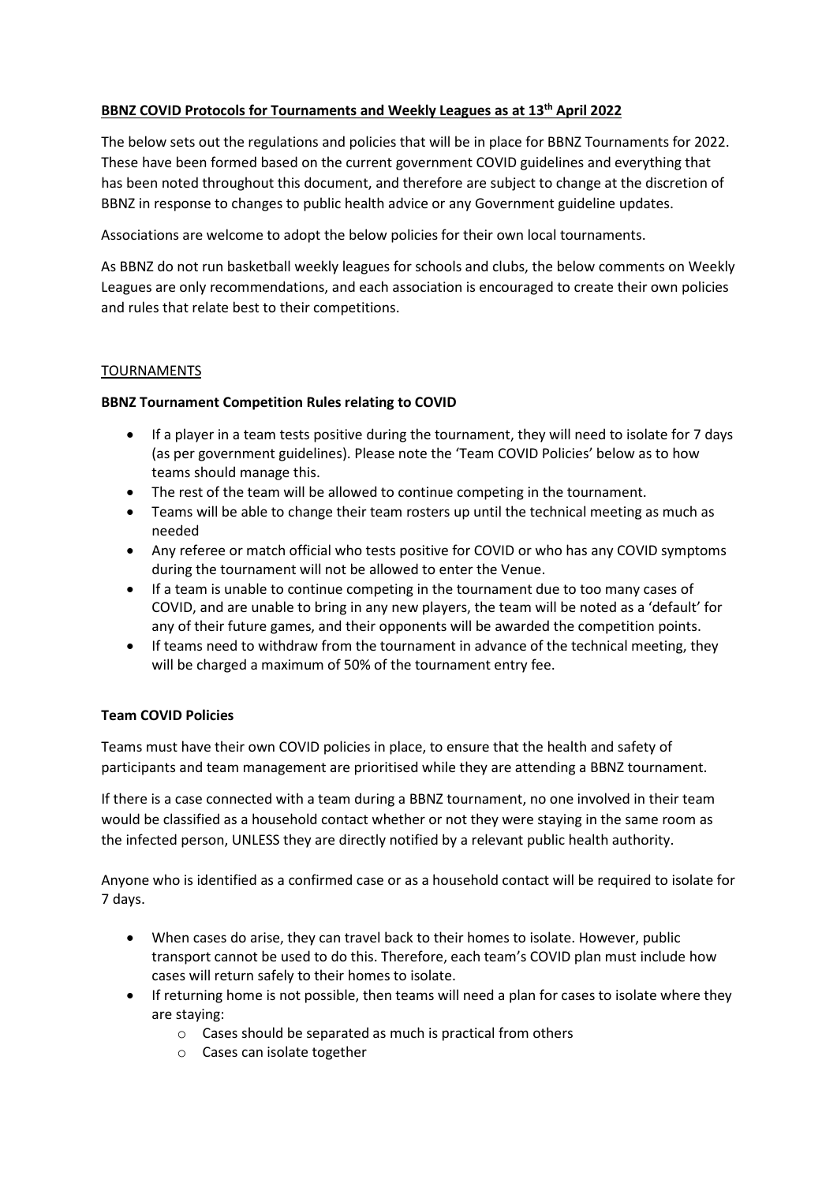**BBNZ COVID Protocols for Tournaments and Weekly Leagues as at 13th April 2022**

The below sets out the regulations and policies that will be in place for BBNZ Tournaments for 2022. These have been formed based on the current government COVID guidelines and everything that has been noted throughout this document, and therefore are subject to change at the discretion of BBNZ in response to changes to public health advice or any Government guideline updates.

Associations are welcome to adopt the below policies for their own local tournaments.

As BBNZ do not run basketball weekly leagues for schools and clubs, the below comments on Weekly Leagues are only recommendations, and each association is encouraged to create their own policies and rules that relate best to their competitions.

TOURNAMENTS

**BBNZ Tournament Competition Rules relating to COVID**

- If a player in a team tests positive during the tournament, they will need to isolate for 7 days (as per government guidelines). Please note the 'Team COVID Policies' below as to how teams should manage this.
- The rest of the team will be allowed to continue competing in the tournament.
- Teams will be able to change their team rosters up until the technical meeting as much as needed
- Any referee or match official who tests positive for COVID or who has any COVID symptoms during the tournament will not be allowed to enter the Venue.
- If a team is unable to continue competing in the tournament due to too many cases of COVID, and are unable to bring in any new players, the team will be noted as a 'default' for any of their future games, and their opponents will be awarded the competition points.
- If teams need to withdraw from the tournament in advance of the technical meeting, they will be charged a maximum of 50% of the tournament entry fee.

**Team COVID Policies**

Teams must have their own COVID policies in place, to ensure that the health and safety of participants and team management are prioritised while they are attending a BBNZ tournament.

If there is a case connected with a team during a BBNZ tournament, no one involved in their team would be classified as a household contact whether or not they were staying in the same room as the infected person, UNLESS they are directly notified by a relevant public health authority.

Anyone who is identified as a confirmed case or as a household contact will be required to isolate for 7 days.

- When cases do arise, they can travel back to their homes to isolate. However, public transport cannot be used to do this. Therefore, each team's COVID plan must include how cases will return safely to their homes to isolate.
- If returning home is not possible, then teams will need a plan for cases to isolate where they are staying:
  - Cases should be separated as much is practical from others
  - Cases can isolate together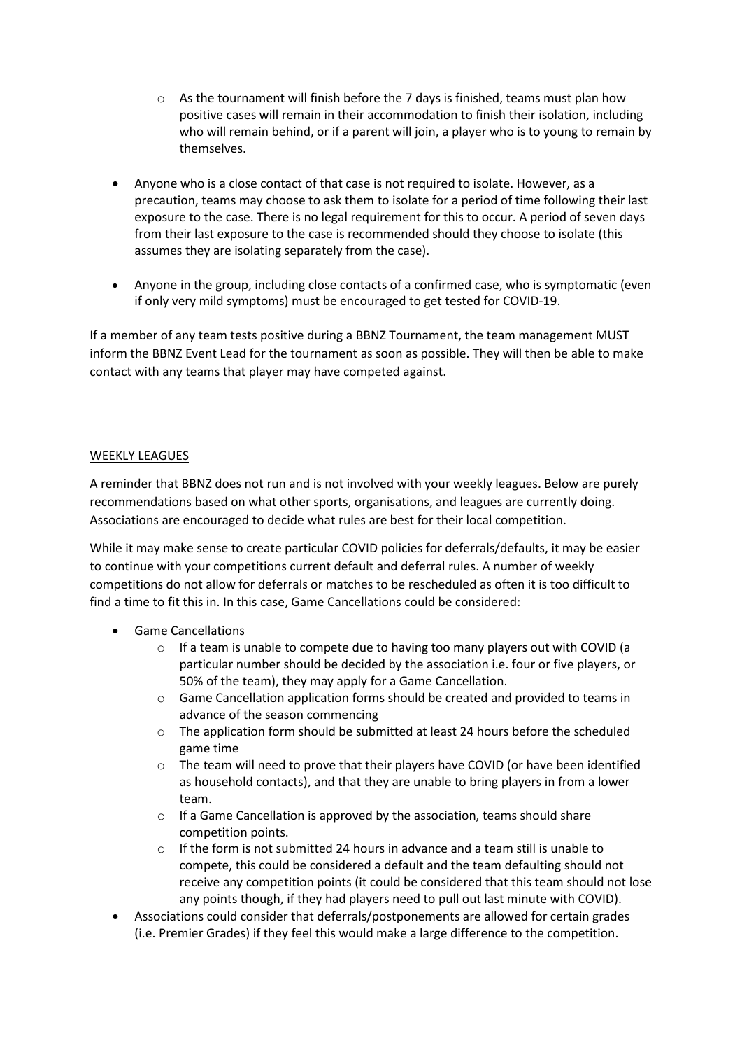- As the tournament will finish before the 7 days is finished, teams must plan how positive cases will remain in their accommodation to finish their isolation, including who will remain behind, or if a parent will join, a player who is to young to remain by themselves.

- Anyone who is a close contact of that case is not required to isolate. However, as a precaution, teams may choose to ask them to isolate for a period of time following their last exposure to the case. There is no legal requirement for this to occur. A period of seven days from their last exposure to the case is recommended should they choose to isolate (this assumes they are isolating separately from the case).

- Anyone in the group, including close contacts of a confirmed case, who is symptomatic (even if only very mild symptoms) must be encouraged to get tested for COVID-19.

If a member of any team tests positive during a BBNZ Tournament, the team management MUST inform the BBNZ Event Lead for the tournament as soon as possible. They will then be able to make contact with any teams that player may have competed against.

<u>WEEKLY LEAGUES</u>

A reminder that BBNZ does not run and is not involved with your weekly leagues. Below are purely recommendations based on what other sports, organisations, and leagues are currently doing. Associations are encouraged to decide what rules are best for their local competition.

While it may make sense to create particular COVID policies for deferrals/defaults, it may be easier to continue with your competitions current default and deferral rules. A number of weekly competitions do not allow for deferrals or matches to be rescheduled as often it is too difficult to find a time to fit this in. In this case, Game Cancellations could be considered:

- Game Cancellations
    - If a team is unable to compete due to having too many players out with COVID (a particular number should be decided by the association i.e. four or five players, or 50% of the team), they may apply for a Game Cancellation.
    - Game Cancellation application forms should be created and provided to teams in advance of the season commencing
    - The application form should be submitted at least 24 hours before the scheduled game time
    - The team will need to prove that their players have COVID (or have been identified as household contacts), and that they are unable to bring players in from a lower team.
    - If a Game Cancellation is approved by the association, teams should share competition points.
    - If the form is not submitted 24 hours in advance and a team still is unable to compete, this could be considered a default and the team defaulting should not receive any competition points (it could be considered that this team should not lose any points though, if they had players need to pull out last minute with COVID).
- Associations could consider that deferrals/postponements are allowed for certain grades (i.e. Premier Grades) if they feel this would make a large difference to the competition.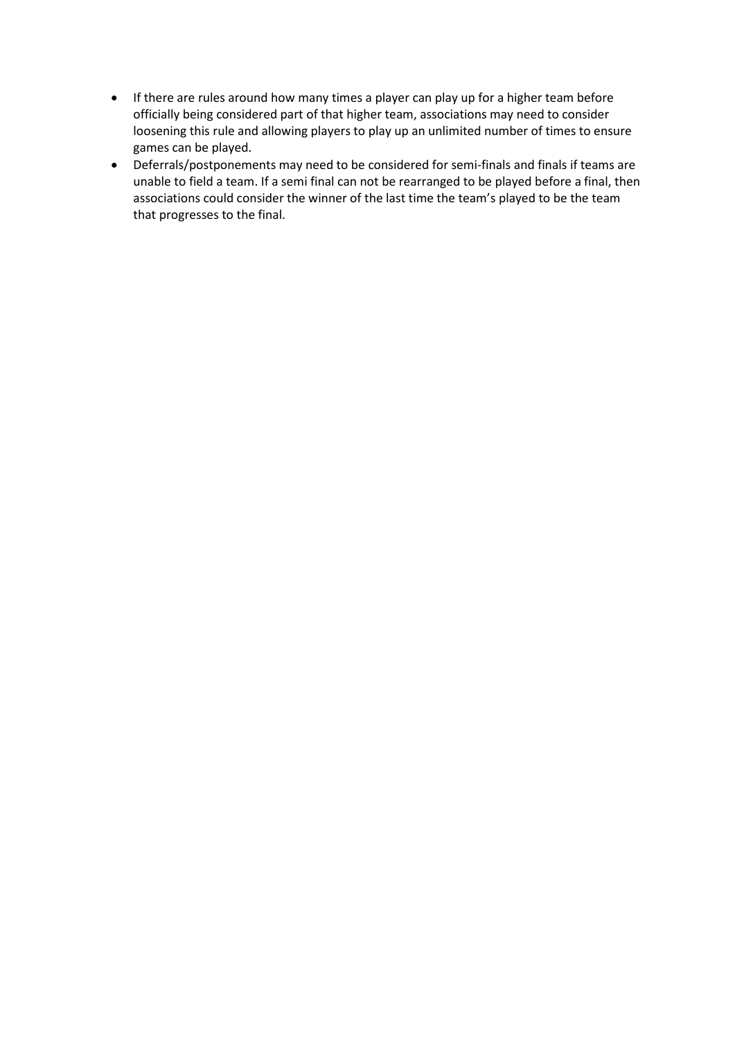- If there are rules around how many times a player can play up for a higher team before officially being considered part of that higher team, associations may need to consider loosening this rule and allowing players to play up an unlimited number of times to ensure games can be played.
- Deferrals/postponements may need to be considered for semi-finals and finals if teams are unable to field a team. If a semi final can not be rearranged to be played before a final, then associations could consider the winner of the last time the team's played to be the team that progresses to the final.